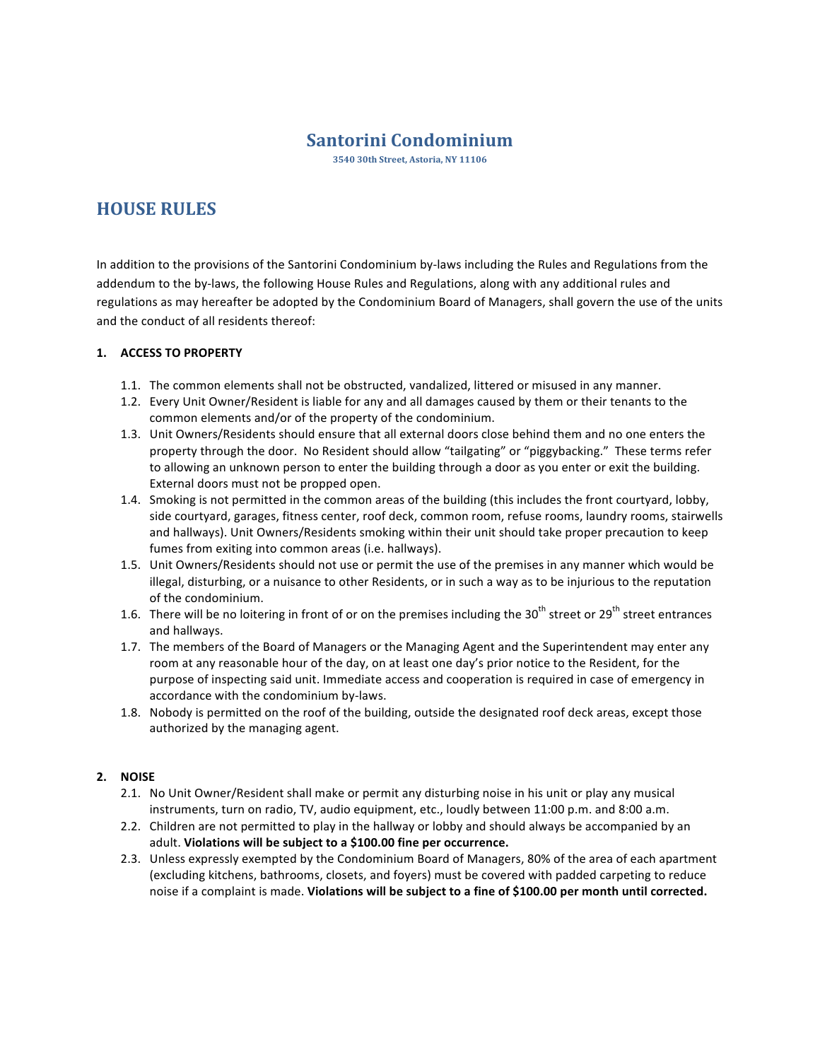# Santorini Condominium

**3540 30th Street, Astoria, NY 11106**

## HOUSE RULES

In addition to the provisions of the Santorini Condominium by-laws including the Rules and Regulations from the addendum to the by-laws, the following House Rules and Regulations, along with any additional rules and regulations as may hereafter be adopted by the Condominium Board of Managers, shall govern the use of the units and the conduct of all residents thereof:

### 1. ACCESS TO PROPERTY

1.1. The common elements shall not be obstructed, vandalized, littered or misused in any manner.

1.2. Every Unit Owner/Resident is liable for any and all damages caused by them or their tenants to the common elements and/or of the property of the condominium.

1.3. Unit Owners/Residents should ensure that all external doors close behind them and no one enters the property through the door. No Resident should allow "tailgating" or "piggybacking." These terms refer to allowing an unknown person to enter the building through a door as you enter or exit the building. External doors must not be propped open.

1.4. Smoking is not permitted in the common areas of the building (this includes the front courtyard, lobby, side courtyard, garages, fitness center, roof deck, common room, refuse rooms, laundry rooms, stairwells and hallways). Unit Owners/Residents smoking within their unit should take proper precaution to keep fumes from exiting into common areas (i.e. hallways).

1.5. Unit Owners/Residents should not use or permit the use of the premises in any manner which would be illegal, disturbing, or a nuisance to other Residents, or in such a way as to be injurious to the reputation of the condominium.

1.6. There will be no loitering in front of or on the premises including the 30th street or 29th street entrances and hallways.

1.7. The members of the Board of Managers or the Managing Agent and the Superintendent may enter any room at any reasonable hour of the day, on at least one day's prior notice to the Resident, for the purpose of inspecting said unit. Immediate access and cooperation is required in case of emergency in accordance with the condominium by-laws.

1.8. Nobody is permitted on the roof of the building, outside the designated roof deck areas, except those authorized by the managing agent.

### 2. NOISE

2.1. No Unit Owner/Resident shall make or permit any disturbing noise in his unit or play any musical instruments, turn on radio, TV, audio equipment, etc., loudly between 11:00 p.m. and 8:00 a.m.

2.2. Children are not permitted to play in the hallway or lobby and should always be accompanied by an adult. **Violations will be subject to a $100.00 fine per occurrence.**

2.3. Unless expressly exempted by the Condominium Board of Managers, 80% of the area of each apartment (excluding kitchens, bathrooms, closets, and foyers) must be covered with padded carpeting to reduce noise if a complaint is made. **Violations will be subject to a fine of $100.00 per month until corrected.**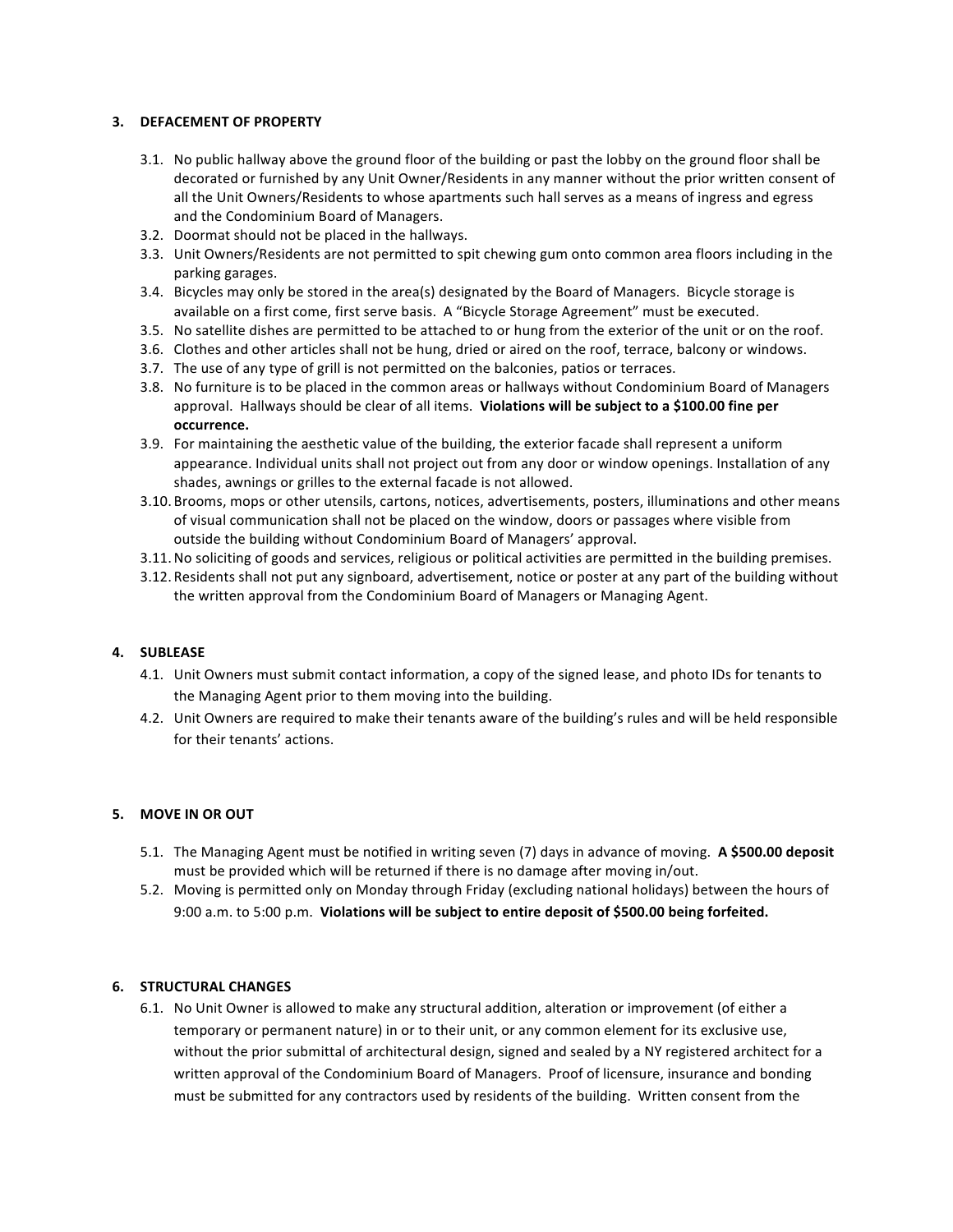### 3. DEFACEMENT OF PROPERTY

3.1. No public hallway above the ground floor of the building or past the lobby on the ground floor shall be decorated or furnished by any Unit Owner/Residents in any manner without the prior written consent of all the Unit Owners/Residents to whose apartments such hall serves as a means of ingress and egress and the Condominium Board of Managers.

3.2. Doormat should not be placed in the hallways.

3.3. Unit Owners/Residents are not permitted to spit chewing gum onto common area floors including in the parking garages.

3.4. Bicycles may only be stored in the area(s) designated by the Board of Managers. Bicycle storage is available on a first come, first serve basis. A "Bicycle Storage Agreement" must be executed.

3.5. No satellite dishes are permitted to be attached to or hung from the exterior of the unit or on the roof.

3.6. Clothes and other articles shall not be hung, dried or aired on the roof, terrace, balcony or windows.

3.7. The use of any type of grill is not permitted on the balconies, patios or terraces.

3.8. No furniture is to be placed in the common areas or hallways without Condominium Board of Managers approval. Hallways should be clear of all items. **Violations will be subject to a $100.00 fine per occurrence.**

3.9. For maintaining the aesthetic value of the building, the exterior facade shall represent a uniform appearance. Individual units shall not project out from any door or window openings. Installation of any shades, awnings or grilles to the external facade is not allowed.

3.10. Brooms, mops or other utensils, cartons, notices, advertisements, posters, illuminations and other means of visual communication shall not be placed on the window, doors or passages where visible from outside the building without Condominium Board of Managers' approval.

3.11. No soliciting of goods and services, religious or political activities are permitted in the building premises.

3.12. Residents shall not put any signboard, advertisement, notice or poster at any part of the building without the written approval from the Condominium Board of Managers or Managing Agent.

### 4. SUBLEASE

4.1. Unit Owners must submit contact information, a copy of the signed lease, and photo IDs for tenants to the Managing Agent prior to them moving into the building.

4.2. Unit Owners are required to make their tenants aware of the building's rules and will be held responsible for their tenants' actions.

### 5. MOVE IN OR OUT

5.1. The Managing Agent must be notified in writing seven (7) days in advance of moving. **A $500.00 deposit** must be provided which will be returned if there is no damage after moving in/out.

5.2. Moving is permitted only on Monday through Friday (excluding national holidays) between the hours of 9:00 a.m. to 5:00 p.m. **Violations will be subject to entire deposit of $500.00 being forfeited.**

### 6. STRUCTURAL CHANGES

6.1. No Unit Owner is allowed to make any structural addition, alteration or improvement (of either a temporary or permanent nature) in or to their unit, or any common element for its exclusive use, without the prior submittal of architectural design, signed and sealed by a NY registered architect for a written approval of the Condominium Board of Managers. Proof of licensure, insurance and bonding must be submitted for any contractors used by residents of the building. Written consent from the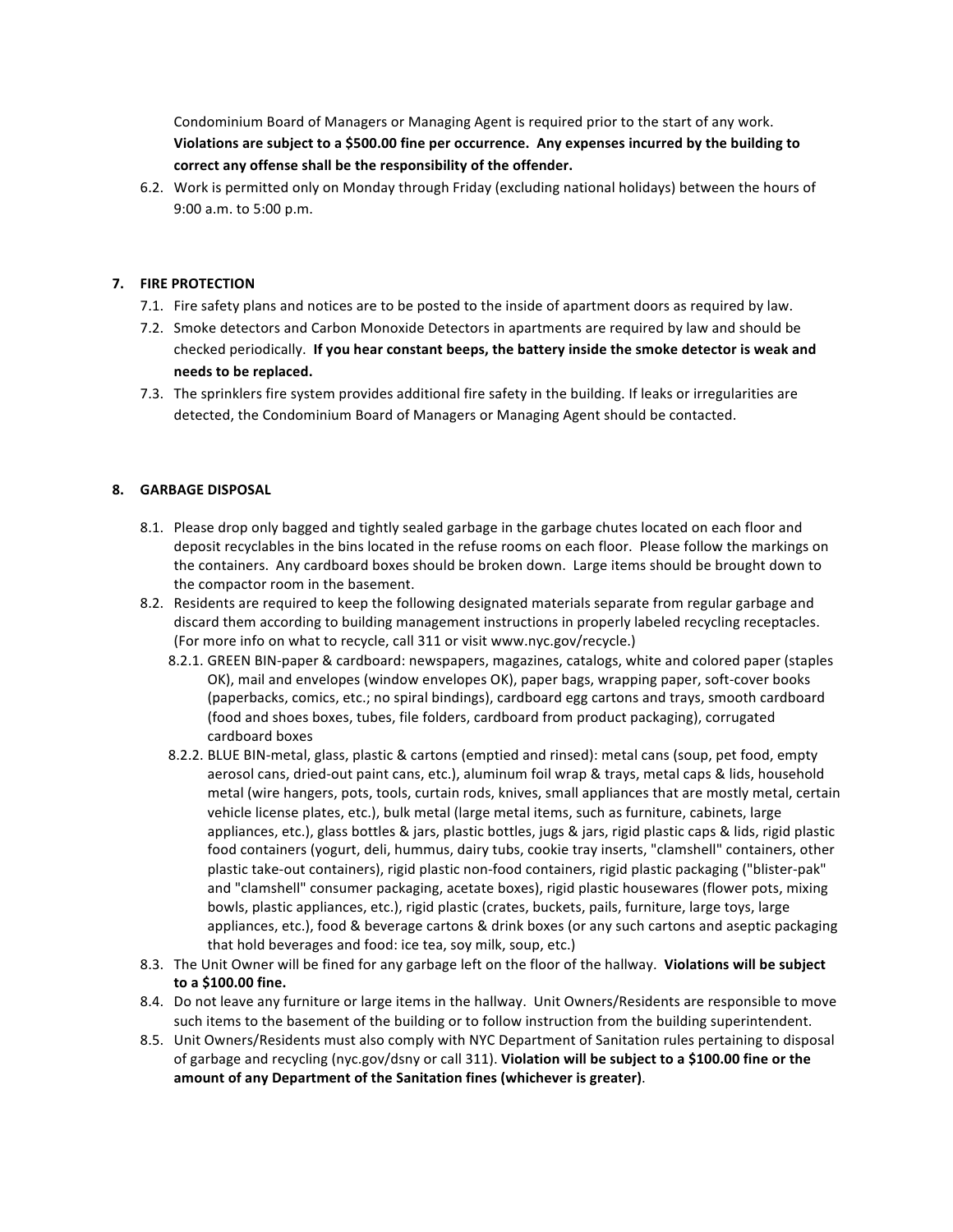Condominium Board of Managers or Managing Agent is required prior to the start of any work. **Violations are subject to a $500.00 fine per occurrence. Any expenses incurred by the building to correct any offense shall be the responsibility of the offender.**

6.2. Work is permitted only on Monday through Friday (excluding national holidays) between the hours of 9:00 a.m. to 5:00 p.m.

## 7. FIRE PROTECTION

7.1. Fire safety plans and notices are to be posted to the inside of apartment doors as required by law.

7.2. Smoke detectors and Carbon Monoxide Detectors in apartments are required by law and should be checked periodically. **If you hear constant beeps, the battery inside the smoke detector is weak and needs to be replaced.**

7.3. The sprinklers fire system provides additional fire safety in the building. If leaks or irregularities are detected, the Condominium Board of Managers or Managing Agent should be contacted.

## 8. GARBAGE DISPOSAL

8.1. Please drop only bagged and tightly sealed garbage in the garbage chutes located on each floor and deposit recyclables in the bins located in the refuse rooms on each floor. Please follow the markings on the containers. Any cardboard boxes should be broken down. Large items should be brought down to the compactor room in the basement.

8.2. Residents are required to keep the following designated materials separate from regular garbage and discard them according to building management instructions in properly labeled recycling receptacles. (For more info on what to recycle, call 311 or visit www.nyc.gov/recycle.)

8.2.1. GREEN BIN-paper & cardboard: newspapers, magazines, catalogs, white and colored paper (staples OK), mail and envelopes (window envelopes OK), paper bags, wrapping paper, soft-cover books (paperbacks, comics, etc.; no spiral bindings), cardboard egg cartons and trays, smooth cardboard (food and shoes boxes, tubes, file folders, cardboard from product packaging), corrugated cardboard boxes

8.2.2. BLUE BIN-metal, glass, plastic & cartons (emptied and rinsed): metal cans (soup, pet food, empty aerosol cans, dried-out paint cans, etc.), aluminum foil wrap & trays, metal caps & lids, household metal (wire hangers, pots, tools, curtain rods, knives, small appliances that are mostly metal, certain vehicle license plates, etc.), bulk metal (large metal items, such as furniture, cabinets, large appliances, etc.), glass bottles & jars, plastic bottles, jugs & jars, rigid plastic caps & lids, rigid plastic food containers (yogurt, deli, hummus, dairy tubs, cookie tray inserts, "clamshell" containers, other plastic take-out containers), rigid plastic non-food containers, rigid plastic packaging ("blister-pak" and "clamshell" consumer packaging, acetate boxes), rigid plastic housewares (flower pots, mixing bowls, plastic appliances, etc.), rigid plastic (crates, buckets, pails, furniture, large toys, large appliances, etc.), food & beverage cartons & drink boxes (or any such cartons and aseptic packaging that hold beverages and food: ice tea, soy milk, soup, etc.)

8.3. The Unit Owner will be fined for any garbage left on the floor of the hallway. **Violations will be subject to a $100.00 fine.**

8.4. Do not leave any furniture or large items in the hallway. Unit Owners/Residents are responsible to move such items to the basement of the building or to follow instruction from the building superintendent.

8.5. Unit Owners/Residents must also comply with NYC Department of Sanitation rules pertaining to disposal of garbage and recycling (nyc.gov/dsny or call 311). **Violation will be subject to a $100.00 fine or the amount of any Department of the Sanitation fines (whichever is greater)**.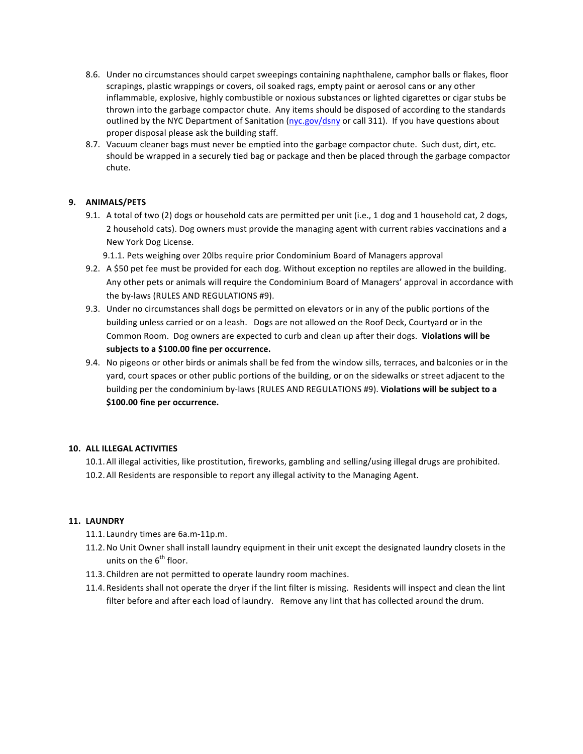8.6. Under no circumstances should carpet sweepings containing naphthalene, camphor balls or flakes, floor scrapings, plastic wrappings or covers, oil soaked rags, empty paint or aerosol cans or any other inflammable, explosive, highly combustible or noxious substances or lighted cigarettes or cigar stubs be thrown into the garbage compactor chute. Any items should be disposed of according to the standards outlined by the NYC Department of Sanitation (nyc.gov/dsny or call 311). If you have questions about proper disposal please ask the building staff.

8.7. Vacuum cleaner bags must never be emptied into the garbage compactor chute. Such dust, dirt, etc. should be wrapped in a securely tied bag or package and then be placed through the garbage compactor chute.

## 9. ANIMALS/PETS

9.1. A total of two (2) dogs or household cats are permitted per unit (i.e., 1 dog and 1 household cat, 2 dogs, 2 household cats). Dog owners must provide the managing agent with current rabies vaccinations and a New York Dog License.

9.1.1. Pets weighing over 20lbs require prior Condominium Board of Managers approval

9.2. A $50 pet fee must be provided for each dog. Without exception no reptiles are allowed in the building. Any other pets or animals will require the Condominium Board of Managers' approval in accordance with the by-laws (RULES AND REGULATIONS #9).

9.3. Under no circumstances shall dogs be permitted on elevators or in any of the public portions of the building unless carried or on a leash. Dogs are not allowed on the Roof Deck, Courtyard or in the Common Room. Dog owners are expected to curb and clean up after their dogs. **Violations will be subjects to a $100.00 fine per occurrence.**

9.4. No pigeons or other birds or animals shall be fed from the window sills, terraces, and balconies or in the yard, court spaces or other public portions of the building, or on the sidewalks or street adjacent to the building per the condominium by-laws (RULES AND REGULATIONS #9). **Violations will be subject to a $100.00 fine per occurrence.**

## 10. ALL ILLEGAL ACTIVITIES

10.1. All illegal activities, like prostitution, fireworks, gambling and selling/using illegal drugs are prohibited.

10.2. All Residents are responsible to report any illegal activity to the Managing Agent.

## 11. LAUNDRY

11.1. Laundry times are 6a.m-11p.m.

11.2. No Unit Owner shall install laundry equipment in their unit except the designated laundry closets in the units on the 6th floor.

11.3. Children are not permitted to operate laundry room machines.

11.4. Residents shall not operate the dryer if the lint filter is missing. Residents will inspect and clean the lint filter before and after each load of laundry. Remove any lint that has collected around the drum.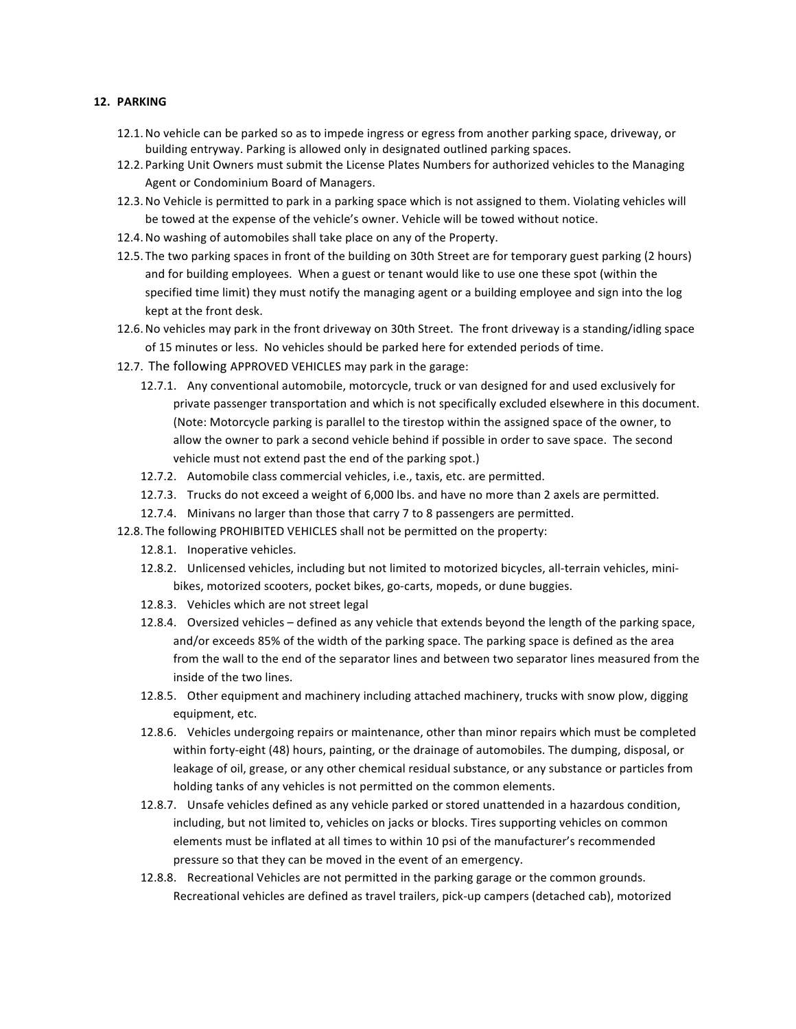**12. PARKING**

12.1. No vehicle can be parked so as to impede ingress or egress from another parking space, driveway, or building entryway. Parking is allowed only in designated outlined parking spaces.

12.2. Parking Unit Owners must submit the License Plates Numbers for authorized vehicles to the Managing Agent or Condominium Board of Managers.

12.3. No Vehicle is permitted to park in a parking space which is not assigned to them. Violating vehicles will be towed at the expense of the vehicle's owner. Vehicle will be towed without notice.

12.4. No washing of automobiles shall take place on any of the Property.

12.5. The two parking spaces in front of the building on 30th Street are for temporary guest parking (2 hours) and for building employees. When a guest or tenant would like to use one these spot (within the specified time limit) they must notify the managing agent or a building employee and sign into the log kept at the front desk.

12.6. No vehicles may park in the front driveway on 30th Street. The front driveway is a standing/idling space of 15 minutes or less. No vehicles should be parked here for extended periods of time.

12.7. The following APPROVED VEHICLES may park in the garage:

- 12.7.1. Any conventional automobile, motorcycle, truck or van designed for and used exclusively for private passenger transportation and which is not specifically excluded elsewhere in this document. (Note: Motorcycle parking is parallel to the tirestop within the assigned space of the owner, to allow the owner to park a second vehicle behind if possible in order to save space. The second vehicle must not extend past the end of the parking spot.)
- 12.7.2. Automobile class commercial vehicles, i.e., taxis, etc. are permitted.
- 12.7.3. Trucks do not exceed a weight of 6,000 lbs. and have no more than 2 axels are permitted.
- 12.7.4. Minivans no larger than those that carry 7 to 8 passengers are permitted.

12.8. The following PROHIBITED VEHICLES shall not be permitted on the property:

- 12.8.1. Inoperative vehicles.
- 12.8.2. Unlicensed vehicles, including but not limited to motorized bicycles, all-terrain vehicles, mini-bikes, motorized scooters, pocket bikes, go-carts, mopeds, or dune buggies.
- 12.8.3. Vehicles which are not street legal
- 12.8.4. Oversized vehicles – defined as any vehicle that extends beyond the length of the parking space, and/or exceeds 85% of the width of the parking space. The parking space is defined as the area from the wall to the end of the separator lines and between two separator lines measured from the inside of the two lines.
- 12.8.5. Other equipment and machinery including attached machinery, trucks with snow plow, digging equipment, etc.
- 12.8.6. Vehicles undergoing repairs or maintenance, other than minor repairs which must be completed within forty-eight (48) hours, painting, or the drainage of automobiles. The dumping, disposal, or leakage of oil, grease, or any other chemical residual substance, or any substance or particles from holding tanks of any vehicles is not permitted on the common elements.
- 12.8.7. Unsafe vehicles defined as any vehicle parked or stored unattended in a hazardous condition, including, but not limited to, vehicles on jacks or blocks. Tires supporting vehicles on common elements must be inflated at all times to within 10 psi of the manufacturer's recommended pressure so that they can be moved in the event of an emergency.
- 12.8.8. Recreational Vehicles are not permitted in the parking garage or the common grounds. Recreational vehicles are defined as travel trailers, pick-up campers (detached cab), motorized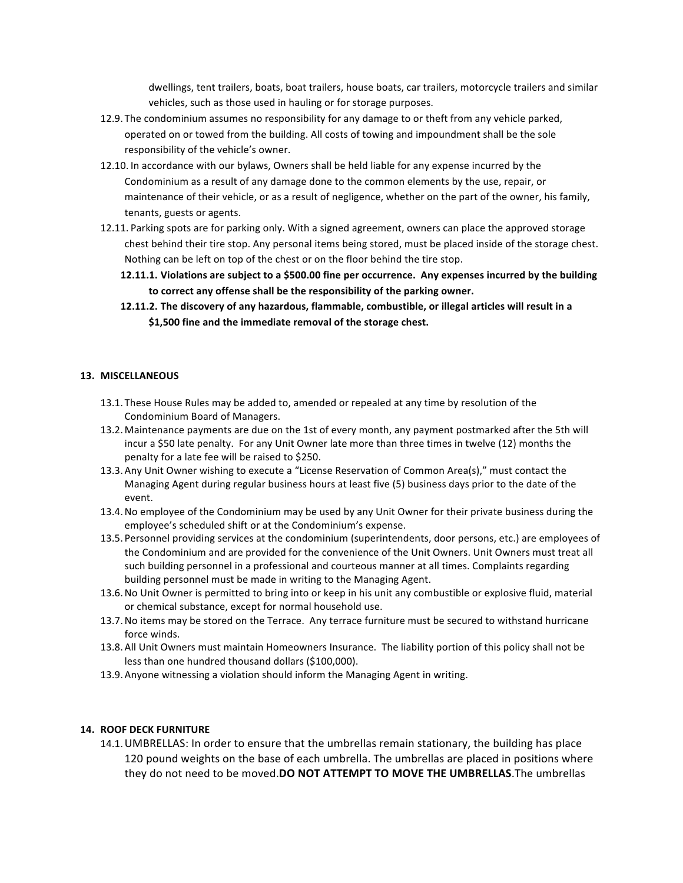dwellings, tent trailers, boats, boat trailers, house boats, car trailers, motorcycle trailers and similar vehicles, such as those used in hauling or for storage purposes.

12.9. The condominium assumes no responsibility for any damage to or theft from any vehicle parked, operated on or towed from the building. All costs of towing and impoundment shall be the sole responsibility of the vehicle's owner.

12.10. In accordance with our bylaws, Owners shall be held liable for any expense incurred by the Condominium as a result of any damage done to the common elements by the use, repair, or maintenance of their vehicle, or as a result of negligence, whether on the part of the owner, his family, tenants, guests or agents.

12.11. Parking spots are for parking only. With a signed agreement, owners can place the approved storage chest behind their tire stop. Any personal items being stored, must be placed inside of the storage chest. Nothing can be left on top of the chest or on the floor behind the tire stop.

**12.11.1. Violations are subject to a $500.00 fine per occurrence. Any expenses incurred by the building to correct any offense shall be the responsibility of the parking owner.**

**12.11.2. The discovery of any hazardous, flammable, combustible, or illegal articles will result in a $1,500 fine and the immediate removal of the storage chest.**

### 13. MISCELLANEOUS

13.1. These House Rules may be added to, amended or repealed at any time by resolution of the Condominium Board of Managers.

13.2. Maintenance payments are due on the 1st of every month, any payment postmarked after the 5th will incur a $50 late penalty. For any Unit Owner late more than three times in twelve (12) months the penalty for a late fee will be raised to $250.

13.3. Any Unit Owner wishing to execute a "License Reservation of Common Area(s)," must contact the Managing Agent during regular business hours at least five (5) business days prior to the date of the event.

13.4. No employee of the Condominium may be used by any Unit Owner for their private business during the employee's scheduled shift or at the Condominium's expense.

13.5. Personnel providing services at the condominium (superintendents, door persons, etc.) are employees of the Condominium and are provided for the convenience of the Unit Owners. Unit Owners must treat all such building personnel in a professional and courteous manner at all times. Complaints regarding building personnel must be made in writing to the Managing Agent.

13.6. No Unit Owner is permitted to bring into or keep in his unit any combustible or explosive fluid, material or chemical substance, except for normal household use.

13.7. No items may be stored on the Terrace. Any terrace furniture must be secured to withstand hurricane force winds.

13.8. All Unit Owners must maintain Homeowners Insurance. The liability portion of this policy shall not be less than one hundred thousand dollars ($100,000).

13.9. Anyone witnessing a violation should inform the Managing Agent in writing.

### 14. ROOF DECK FURNITURE

14.1. UMBRELLAS: In order to ensure that the umbrellas remain stationary, the building has place 120 pound weights on the base of each umbrella. The umbrellas are placed in positions where they do not need to be moved.**DO NOT ATTEMPT TO MOVE THE UMBRELLAS**.The umbrellas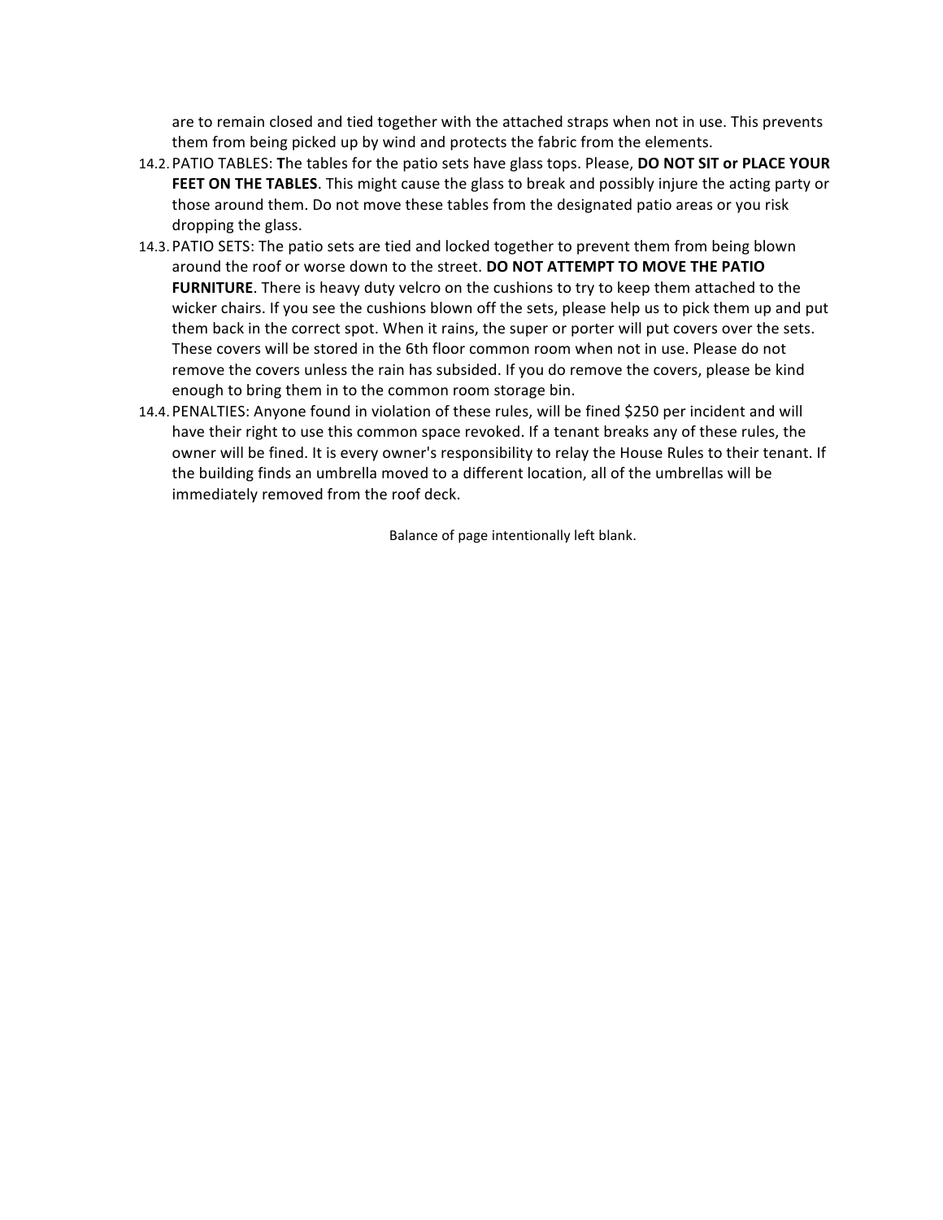are to remain closed and tied together with the attached straps when not in use. This prevents them from being picked up by wind and protects the fabric from the elements.

14.2. PATIO TABLES: **T**he tables for the patio sets have glass tops. Please, **DO NOT SIT or PLACE YOUR FEET ON THE TABLES**. This might cause the glass to break and possibly injure the acting party or those around them. Do not move these tables from the designated patio areas or you risk dropping the glass.

14.3. PATIO SETS: The patio sets are tied and locked together to prevent them from being blown around the roof or worse down to the street. **DO NOT ATTEMPT TO MOVE THE PATIO FURNITURE**. There is heavy duty velcro on the cushions to try to keep them attached to the wicker chairs. If you see the cushions blown off the sets, please help us to pick them up and put them back in the correct spot. When it rains, the super or porter will put covers over the sets. These covers will be stored in the 6th floor common room when not in use. Please do not remove the covers unless the rain has subsided. If you do remove the covers, please be kind enough to bring them in to the common room storage bin.

14.4. PENALTIES: Anyone found in violation of these rules, will be fined $250 per incident and will have their right to use this common space revoked. If a tenant breaks any of these rules, the owner will be fined. It is every owner's responsibility to relay the House Rules to their tenant. If the building finds an umbrella moved to a different location, all of the umbrellas will be immediately removed from the roof deck.

Balance of page intentionally left blank.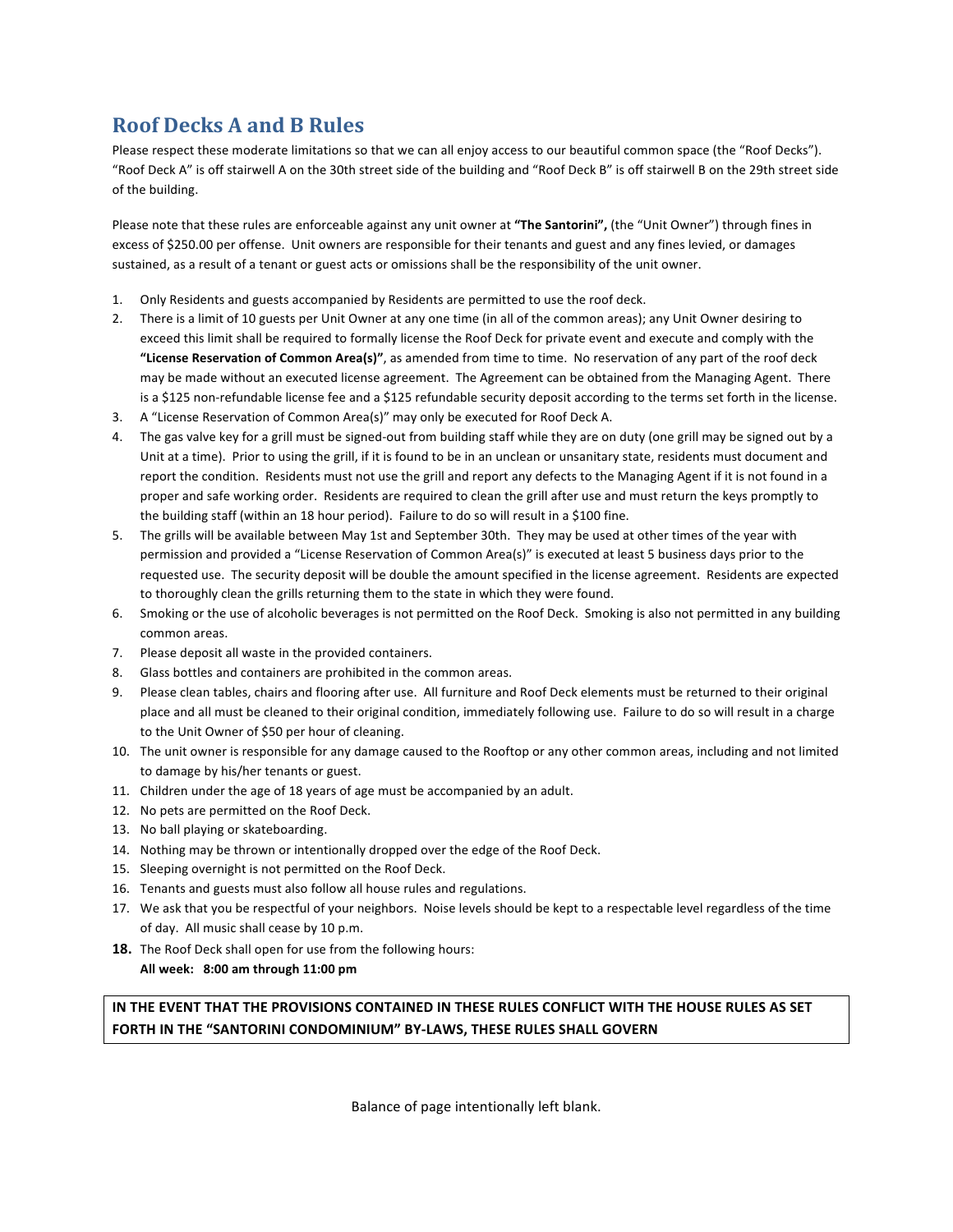## Roof Decks A and B Rules

Please respect these moderate limitations so that we can all enjoy access to our beautiful common space (the "Roof Decks"). "Roof Deck A" is off stairwell A on the 30th street side of the building and "Roof Deck B" is off stairwell B on the 29th street side of the building.

Please note that these rules are enforceable against any unit owner at **"The Santorini",** (the "Unit Owner") through fines in excess of $250.00 per offense. Unit owners are responsible for their tenants and guest and any fines levied, or damages sustained, as a result of a tenant or guest acts or omissions shall be the responsibility of the unit owner.

1. Only Residents and guests accompanied by Residents are permitted to use the roof deck.
2. There is a limit of 10 guests per Unit Owner at any one time (in all of the common areas); any Unit Owner desiring to exceed this limit shall be required to formally license the Roof Deck for private event and execute and comply with the **"License Reservation of Common Area(s)"**, as amended from time to time. No reservation of any part of the roof deck may be made without an executed license agreement. The Agreement can be obtained from the Managing Agent. There is a $125 non-refundable license fee and a $125 refundable security deposit according to the terms set forth in the license.
3. A "License Reservation of Common Area(s)" may only be executed for Roof Deck A.
4. The gas valve key for a grill must be signed-out from building staff while they are on duty (one grill may be signed out by a Unit at a time). Prior to using the grill, if it is found to be in an unclean or unsanitary state, residents must document and report the condition. Residents must not use the grill and report any defects to the Managing Agent if it is not found in a proper and safe working order. Residents are required to clean the grill after use and must return the keys promptly to the building staff (within an 18 hour period). Failure to do so will result in a $100 fine.
5. The grills will be available between May 1st and September 30th. They may be used at other times of the year with permission and provided a "License Reservation of Common Area(s)" is executed at least 5 business days prior to the requested use. The security deposit will be double the amount specified in the license agreement. Residents are expected to thoroughly clean the grills returning them to the state in which they were found.
6. Smoking or the use of alcoholic beverages is not permitted on the Roof Deck. Smoking is also not permitted in any building common areas.
7. Please deposit all waste in the provided containers.
8. Glass bottles and containers are prohibited in the common areas.
9. Please clean tables, chairs and flooring after use. All furniture and Roof Deck elements must be returned to their original place and all must be cleaned to their original condition, immediately following use. Failure to do so will result in a charge to the Unit Owner of $50 per hour of cleaning.
10. The unit owner is responsible for any damage caused to the Rooftop or any other common areas, including and not limited to damage by his/her tenants or guest.
11. Children under the age of 18 years of age must be accompanied by an adult.
12. No pets are permitted on the Roof Deck.
13. No ball playing or skateboarding.
14. Nothing may be thrown or intentionally dropped over the edge of the Roof Deck.
15. Sleeping overnight is not permitted on the Roof Deck.
16. Tenants and guests must also follow all house rules and regulations.
17. We ask that you be respectful of your neighbors. Noise levels should be kept to a respectable level regardless of the time of day. All music shall cease by 10 p.m.
18. The Roof Deck shall open for use from the following hours:
    **All week: 8:00 am through 11:00 pm**

**IN THE EVENT THAT THE PROVISIONS CONTAINED IN THESE RULES CONFLICT WITH THE HOUSE RULES AS SET FORTH IN THE "SANTORINI CONDOMINIUM" BY-LAWS, THESE RULES SHALL GOVERN**

Balance of page intentionally left blank.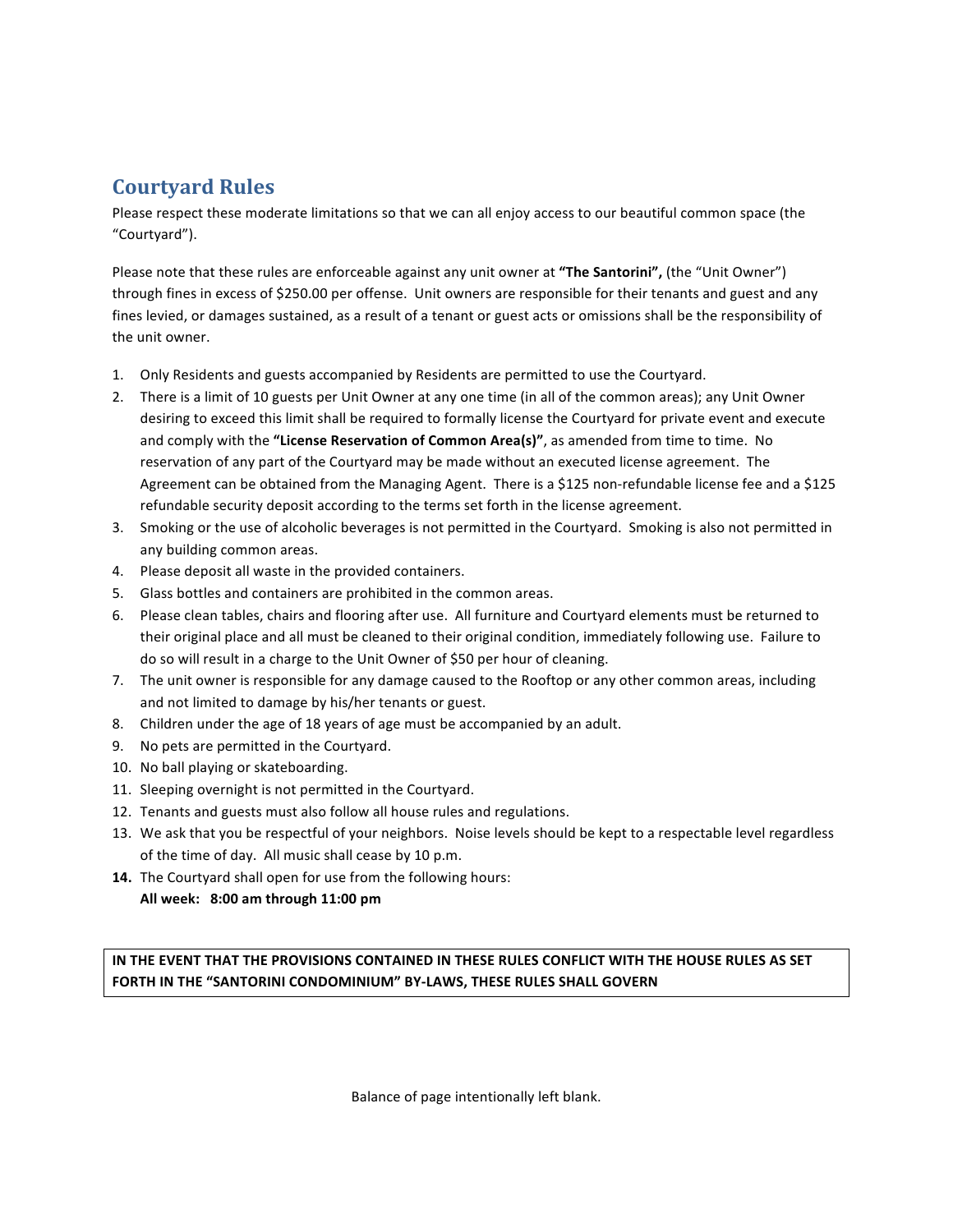## Courtyard Rules

Please respect these moderate limitations so that we can all enjoy access to our beautiful common space (the "Courtyard").

Please note that these rules are enforceable against any unit owner at **"The Santorini",** (the "Unit Owner") through fines in excess of $250.00 per offense. Unit owners are responsible for their tenants and guest and any fines levied, or damages sustained, as a result of a tenant or guest acts or omissions shall be the responsibility of the unit owner.

1. Only Residents and guests accompanied by Residents are permitted to use the Courtyard.
2. There is a limit of 10 guests per Unit Owner at any one time (in all of the common areas); any Unit Owner desiring to exceed this limit shall be required to formally license the Courtyard for private event and execute and comply with the **"License Reservation of Common Area(s)"**, as amended from time to time. No reservation of any part of the Courtyard may be made without an executed license agreement. The Agreement can be obtained from the Managing Agent. There is a $125 non-refundable license fee and a $125 refundable security deposit according to the terms set forth in the license agreement.
3. Smoking or the use of alcoholic beverages is not permitted in the Courtyard. Smoking is also not permitted in any building common areas.
4. Please deposit all waste in the provided containers.
5. Glass bottles and containers are prohibited in the common areas.
6. Please clean tables, chairs and flooring after use. All furniture and Courtyard elements must be returned to their original place and all must be cleaned to their original condition, immediately following use. Failure to do so will result in a charge to the Unit Owner of $50 per hour of cleaning.
7. The unit owner is responsible for any damage caused to the Rooftop or any other common areas, including and not limited to damage by his/her tenants or guest.
8. Children under the age of 18 years of age must be accompanied by an adult.
9. No pets are permitted in the Courtyard.
10. No ball playing or skateboarding.
11. Sleeping overnight is not permitted in the Courtyard.
12. Tenants and guests must also follow all house rules and regulations.
13. We ask that you be respectful of your neighbors. Noise levels should be kept to a respectable level regardless of the time of day. All music shall cease by 10 p.m.
14. The Courtyard shall open for use from the following hours:
    **All week: 8:00 am through 11:00 pm**

**IN THE EVENT THAT THE PROVISIONS CONTAINED IN THESE RULES CONFLICT WITH THE HOUSE RULES AS SET FORTH IN THE "SANTORINI CONDOMINIUM" BY-LAWS, THESE RULES SHALL GOVERN**

Balance of page intentionally left blank.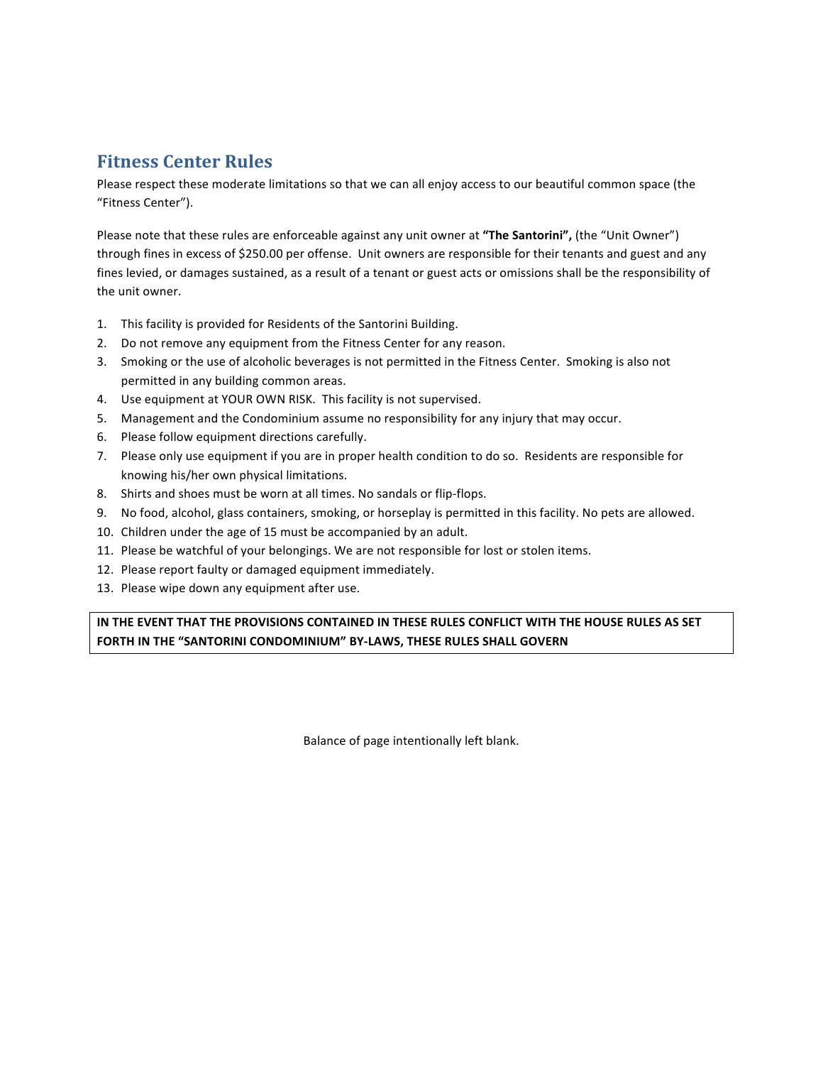## Fitness Center Rules

Please respect these moderate limitations so that we can all enjoy access to our beautiful common space (the "Fitness Center").

Please note that these rules are enforceable against any unit owner at **"The Santorini",** (the "Unit Owner") through fines in excess of $250.00 per offense. Unit owners are responsible for their tenants and guest and any fines levied, or damages sustained, as a result of a tenant or guest acts or omissions shall be the responsibility of the unit owner.

1. This facility is provided for Residents of the Santorini Building.
2. Do not remove any equipment from the Fitness Center for any reason.
3. Smoking or the use of alcoholic beverages is not permitted in the Fitness Center. Smoking is also not permitted in any building common areas.
4. Use equipment at YOUR OWN RISK. This facility is not supervised.
5. Management and the Condominium assume no responsibility for any injury that may occur.
6. Please follow equipment directions carefully.
7. Please only use equipment if you are in proper health condition to do so. Residents are responsible for knowing his/her own physical limitations.
8. Shirts and shoes must be worn at all times. No sandals or flip-flops.
9. No food, alcohol, glass containers, smoking, or horseplay is permitted in this facility. No pets are allowed.
10. Children under the age of 15 must be accompanied by an adult.
11. Please be watchful of your belongings. We are not responsible for lost or stolen items.
12. Please report faulty or damaged equipment immediately.
13. Please wipe down any equipment after use.

**IN THE EVENT THAT THE PROVISIONS CONTAINED IN THESE RULES CONFLICT WITH THE HOUSE RULES AS SET FORTH IN THE "SANTORINI CONDOMINIUM" BY-LAWS, THESE RULES SHALL GOVERN**

Balance of page intentionally left blank.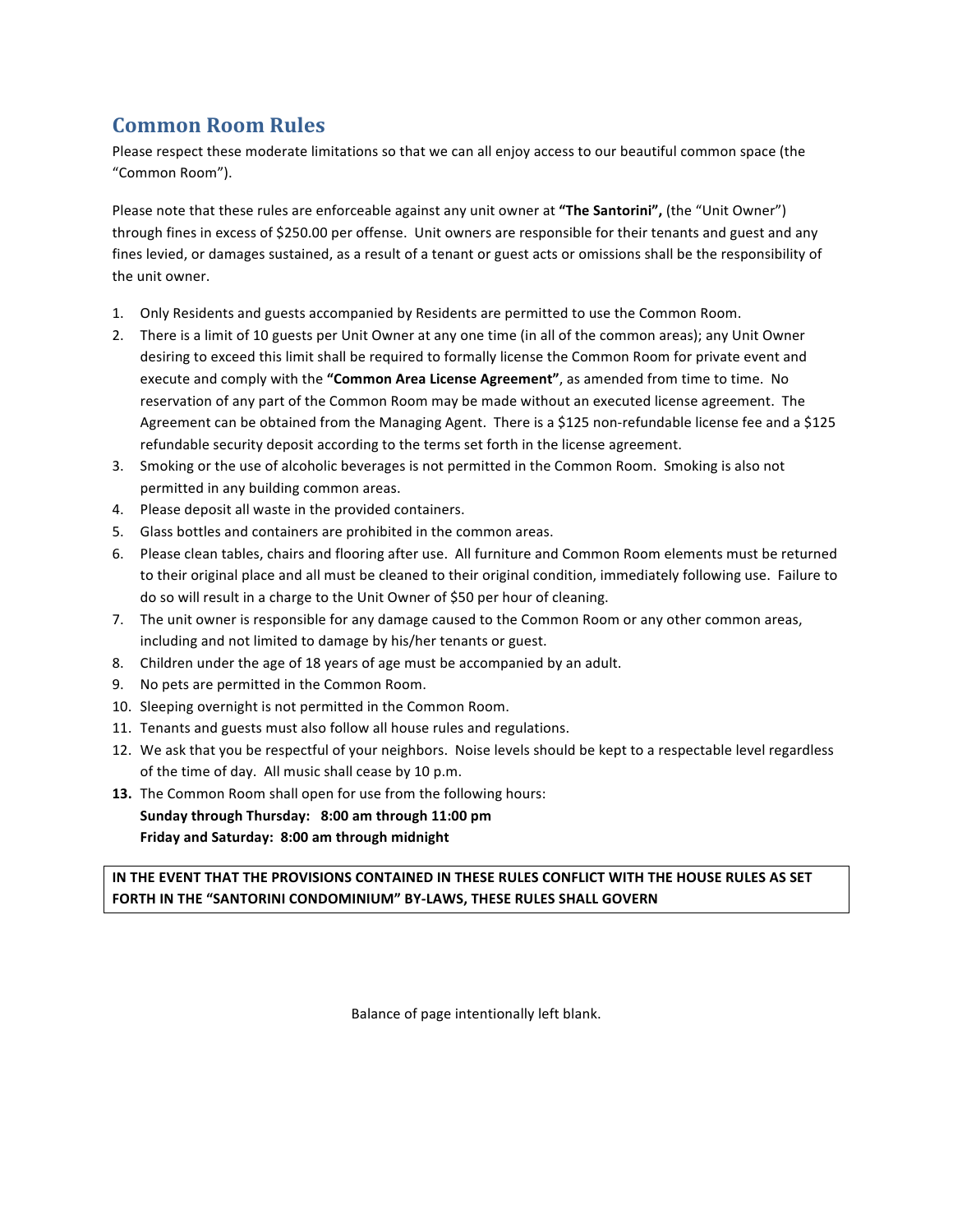## Common Room Rules

Please respect these moderate limitations so that we can all enjoy access to our beautiful common space (the "Common Room").

Please note that these rules are enforceable against any unit owner at **"The Santorini",** (the "Unit Owner") through fines in excess of $250.00 per offense. Unit owners are responsible for their tenants and guest and any fines levied, or damages sustained, as a result of a tenant or guest acts or omissions shall be the responsibility of the unit owner.

1. Only Residents and guests accompanied by Residents are permitted to use the Common Room.
2. There is a limit of 10 guests per Unit Owner at any one time (in all of the common areas); any Unit Owner desiring to exceed this limit shall be required to formally license the Common Room for private event and execute and comply with the **"Common Area License Agreement"**, as amended from time to time. No reservation of any part of the Common Room may be made without an executed license agreement. The Agreement can be obtained from the Managing Agent. There is a $125 non-refundable license fee and a $125 refundable security deposit according to the terms set forth in the license agreement.
3. Smoking or the use of alcoholic beverages is not permitted in the Common Room. Smoking is also not permitted in any building common areas.
4. Please deposit all waste in the provided containers.
5. Glass bottles and containers are prohibited in the common areas.
6. Please clean tables, chairs and flooring after use. All furniture and Common Room elements must be returned to their original place and all must be cleaned to their original condition, immediately following use. Failure to do so will result in a charge to the Unit Owner of $50 per hour of cleaning.
7. The unit owner is responsible for any damage caused to the Common Room or any other common areas, including and not limited to damage by his/her tenants or guest.
8. Children under the age of 18 years of age must be accompanied by an adult.
9. No pets are permitted in the Common Room.
10. Sleeping overnight is not permitted in the Common Room.
11. Tenants and guests must also follow all house rules and regulations.
12. We ask that you be respectful of your neighbors. Noise levels should be kept to a respectable level regardless of the time of day. All music shall cease by 10 p.m.
13. The Common Room shall open for use from the following hours:
    **Sunday through Thursday: 8:00 am through 11:00 pm**
    **Friday and Saturday: 8:00 am through midnight**

**IN THE EVENT THAT THE PROVISIONS CONTAINED IN THESE RULES CONFLICT WITH THE HOUSE RULES AS SET FORTH IN THE "SANTORINI CONDOMINIUM" BY-LAWS, THESE RULES SHALL GOVERN**

Balance of page intentionally left blank.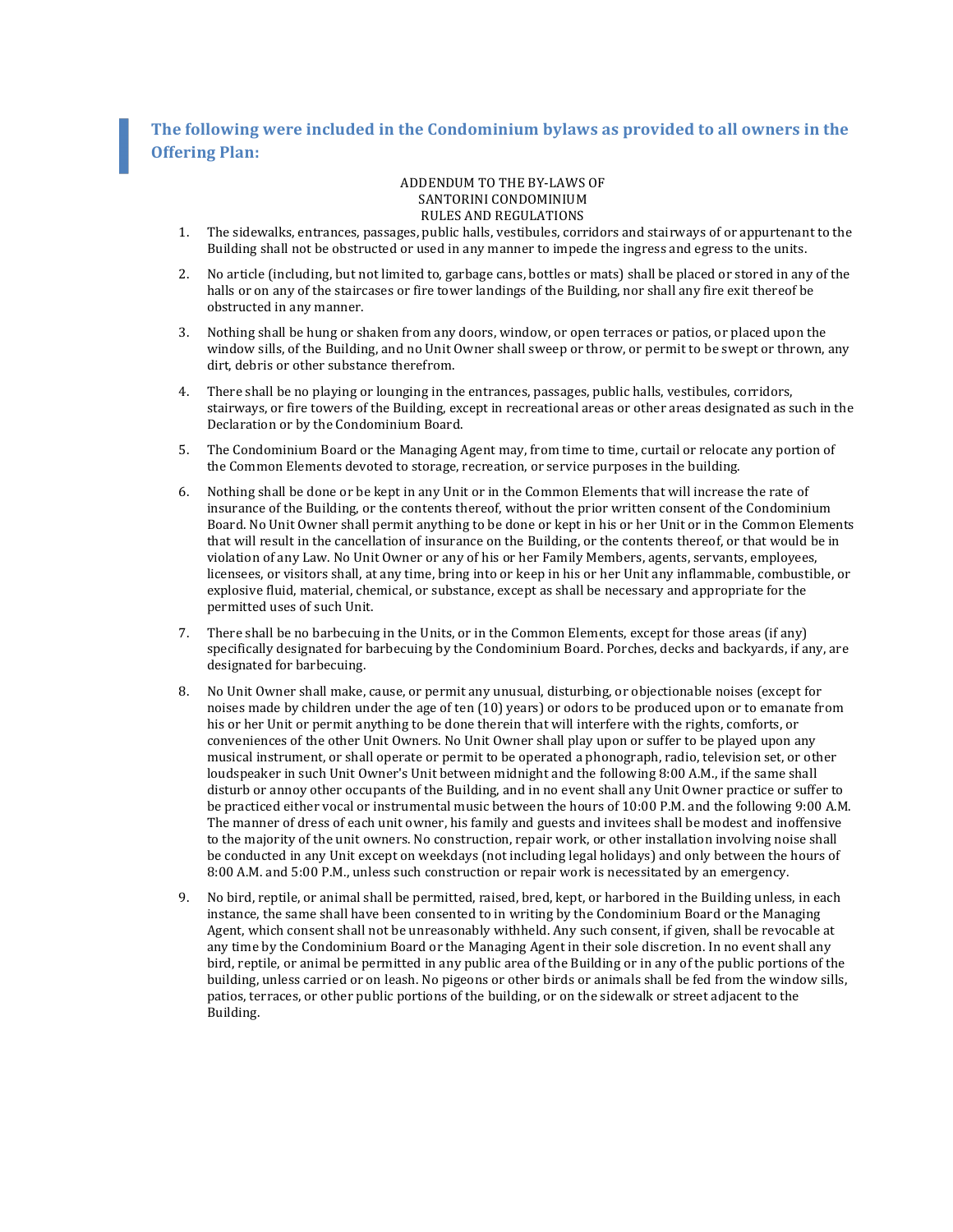## The following were included in the Condominium bylaws as provided to all owners in the Offering Plan:

ADDENDUM TO THE BY-LAWS OF
SANTORINI CONDOMINIUM
RULES AND REGULATIONS

1. The sidewalks, entrances, passages, public halls, vestibules, corridors and stairways of or appurtenant to the Building shall not be obstructed or used in any manner to impede the ingress and egress to the units.

2. No article (including, but not limited to, garbage cans, bottles or mats) shall be placed or stored in any of the halls or on any of the staircases or fire tower landings of the Building, nor shall any fire exit thereof be obstructed in any manner.

3. Nothing shall be hung or shaken from any doors, window, or open terraces or patios, or placed upon the window sills, of the Building, and no Unit Owner shall sweep or throw, or permit to be swept or thrown, any dirt, debris or other substance therefrom.

4. There shall be no playing or lounging in the entrances, passages, public halls, vestibules, corridors, stairways, or fire towers of the Building, except in recreational areas or other areas designated as such in the Declaration or by the Condominium Board.

5. The Condominium Board or the Managing Agent may, from time to time, curtail or relocate any portion of the Common Elements devoted to storage, recreation, or service purposes in the building.

6. Nothing shall be done or be kept in any Unit or in the Common Elements that will increase the rate of insurance of the Building, or the contents thereof, without the prior written consent of the Condominium Board. No Unit Owner shall permit anything to be done or kept in his or her Unit or in the Common Elements that will result in the cancellation of insurance on the Building, or the contents thereof, or that would be in violation of any Law. No Unit Owner or any of his or her Family Members, agents, servants, employees, licensees, or visitors shall, at any time, bring into or keep in his or her Unit any inflammable, combustible, or explosive fluid, material, chemical, or substance, except as shall be necessary and appropriate for the permitted uses of such Unit.

7. There shall be no barbecuing in the Units, or in the Common Elements, except for those areas (if any) specifically designated for barbecuing by the Condominium Board. Porches, decks and backyards, if any, are designated for barbecuing.

8. No Unit Owner shall make, cause, or permit any unusual, disturbing, or objectionable noises (except for noises made by children under the age of ten (10) years) or odors to be produced upon or to emanate from his or her Unit or permit anything to be done therein that will interfere with the rights, comforts, or conveniences of the other Unit Owners. No Unit Owner shall play upon or suffer to be played upon any musical instrument, or shall operate or permit to be operated a phonograph, radio, television set, or other loudspeaker in such Unit Owner's Unit between midnight and the following 8:00 A.M., if the same shall disturb or annoy other occupants of the Building, and in no event shall any Unit Owner practice or suffer to be practiced either vocal or instrumental music between the hours of 10:00 P.M. and the following 9:00 A.M. The manner of dress of each unit owner, his family and guests and invitees shall be modest and inoffensive to the majority of the unit owners. No construction, repair work, or other installation involving noise shall be conducted in any Unit except on weekdays (not including legal holidays) and only between the hours of 8:00 A.M. and 5:00 P.M., unless such construction or repair work is necessitated by an emergency.

9. No bird, reptile, or animal shall be permitted, raised, bred, kept, or harbored in the Building unless, in each instance, the same shall have been consented to in writing by the Condominium Board or the Managing Agent, which consent shall not be unreasonably withheld. Any such consent, if given, shall be revocable at any time by the Condominium Board or the Managing Agent in their sole discretion. In no event shall any bird, reptile, or animal be permitted in any public area of the Building or in any of the public portions of the building, unless carried or on leash. No pigeons or other birds or animals shall be fed from the window sills, patios, terraces, or other public portions of the building, or on the sidewalk or street adjacent to the Building.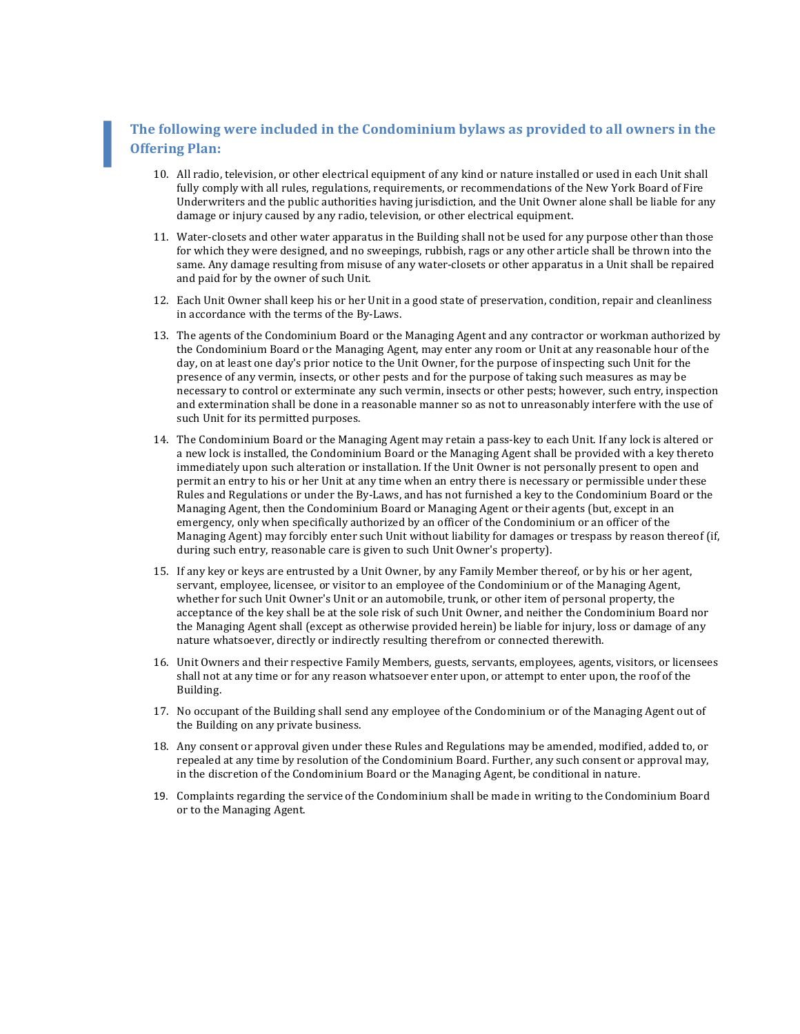### The following were included in the Condominium bylaws as provided to all owners in the Offering Plan:

10. All radio, television, or other electrical equipment of any kind or nature installed or used in each Unit shall fully comply with all rules, regulations, requirements, or recommendations of the New York Board of Fire Underwriters and the public authorities having jurisdiction, and the Unit Owner alone shall be liable for any damage or injury caused by any radio, television, or other electrical equipment.

11. Water-closets and other water apparatus in the Building shall not be used for any purpose other than those for which they were designed, and no sweepings, rubbish, rags or any other article shall be thrown into the same. Any damage resulting from misuse of any water-closets or other apparatus in a Unit shall be repaired and paid for by the owner of such Unit.

12. Each Unit Owner shall keep his or her Unit in a good state of preservation, condition, repair and cleanliness in accordance with the terms of the By-Laws.

13. The agents of the Condominium Board or the Managing Agent and any contractor or workman authorized by the Condominium Board or the Managing Agent, may enter any room or Unit at any reasonable hour of the day, on at least one day's prior notice to the Unit Owner, for the purpose of inspecting such Unit for the presence of any vermin, insects, or other pests and for the purpose of taking such measures as may be necessary to control or exterminate any such vermin, insects or other pests; however, such entry, inspection and extermination shall be done in a reasonable manner so as not to unreasonably interfere with the use of such Unit for its permitted purposes.

14. The Condominium Board or the Managing Agent may retain a pass-key to each Unit. If any lock is altered or a new lock is installed, the Condominium Board or the Managing Agent shall be provided with a key thereto immediately upon such alteration or installation. If the Unit Owner is not personally present to open and permit an entry to his or her Unit at any time when an entry there is necessary or permissible under these Rules and Regulations or under the By-Laws, and has not furnished a key to the Condominium Board or the Managing Agent, then the Condominium Board or Managing Agent or their agents (but, except in an emergency, only when specifically authorized by an officer of the Condominium or an officer of the Managing Agent) may forcibly enter such Unit without liability for damages or trespass by reason thereof (if, during such entry, reasonable care is given to such Unit Owner's property).

15. If any key or keys are entrusted by a Unit Owner, by any Family Member thereof, or by his or her agent, servant, employee, licensee, or visitor to an employee of the Condominium or of the Managing Agent, whether for such Unit Owner's Unit or an automobile, trunk, or other item of personal property, the acceptance of the key shall be at the sole risk of such Unit Owner, and neither the Condominium Board nor the Managing Agent shall (except as otherwise provided herein) be liable for injury, loss or damage of any nature whatsoever, directly or indirectly resulting therefrom or connected therewith.

16. Unit Owners and their respective Family Members, guests, servants, employees, agents, visitors, or licensees shall not at any time or for any reason whatsoever enter upon, or attempt to enter upon, the roof of the Building.

17. No occupant of the Building shall send any employee of the Condominium or of the Managing Agent out of the Building on any private business.

18. Any consent or approval given under these Rules and Regulations may be amended, modified, added to, or repealed at any time by resolution of the Condominium Board. Further, any such consent or approval may, in the discretion of the Condominium Board or the Managing Agent, be conditional in nature.

19. Complaints regarding the service of the Condominium shall be made in writing to the Condominium Board or to the Managing Agent.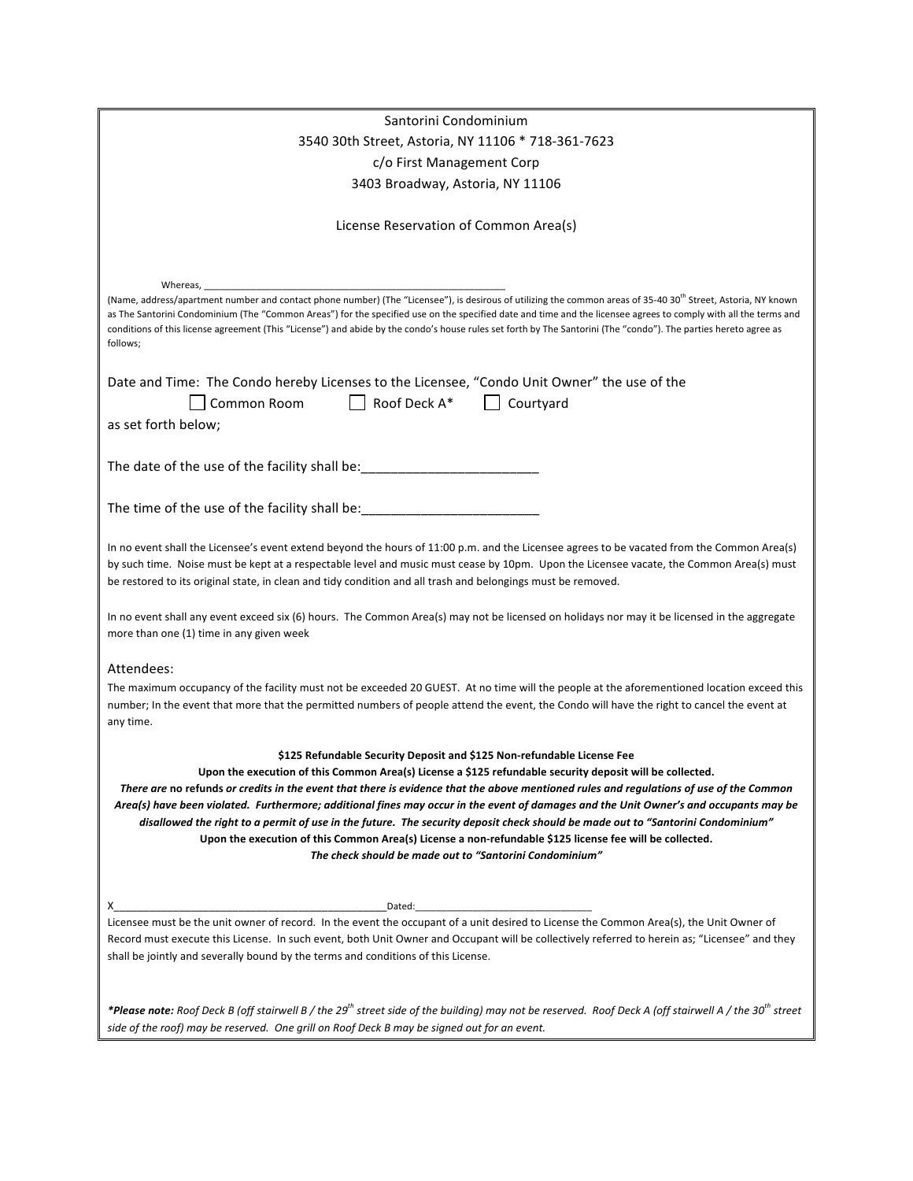Santorini Condominium

3540 30th Street, Astoria, NY 11106 * 718-361-7623

c/o First Management Corp

3403 Broadway, Astoria, NY 11106

License Reservation of Common Area(s)

Whereas, ________________________________________________________

(Name, address/apartment number and contact phone number) (The "Licensee"), is desirous of utilizing the common areas of 35-40 30th Street, Astoria, NY known as The Santorini Condominium (The "Common Areas") for the specified use on the specified date and time and the licensee agrees to comply with all the terms and conditions of this license agreement (This "License") and abide by the condo's house rules set forth by The Santorini (The "condo"). The parties hereto agree as follows;

Date and Time: The Condo hereby Licenses to the Licensee, "Condo Unit Owner" the use of the

☐ Common Room ☐ Roof Deck A* ☐ Courtyard

as set forth below;

The date of the use of the facility shall be:________________________

The time of the use of the facility shall be:________________________

In no event shall the Licensee's event extend beyond the hours of 11:00 p.m. and the Licensee agrees to be vacated from the Common Area(s) by such time. Noise must be kept at a respectable level and music must cease by 10pm. Upon the Licensee vacate, the Common Area(s) must be restored to its original state, in clean and tidy condition and all trash and belongings must be removed.

In no event shall any event exceed six (6) hours. The Common Area(s) may not be licensed on holidays nor may it be licensed in the aggregate more than one (1) time in any given week

Attendees:

The maximum occupancy of the facility must not be exceeded 20 GUEST. At no time will the people at the aforementioned location exceed this number; In the event that more that the permitted numbers of people attend the event, the Condo will have the right to cancel the event at any time.

**$125 Refundable Security Deposit and $125 Non-refundable License Fee**

**Upon the execution of this Common Area(s) License a $125 refundable security deposit will be collected.**

***There are* no refunds *or credits in the event that there is evidence that the above mentioned rules and regulations of use of the Common Area(s) have been violated. Furthermore; additional fines may occur in the event of damages and the Unit Owner's and occupants may be disallowed the right to a permit of use in the future. The security deposit check should be made out to "Santorini Condominium"***

**Upon the execution of this Common Area(s) License a non-refundable $125 license fee will be collected.**

***The check should be made out to "Santorini Condominium"***

X_______________________________________________Dated:_______________________________

Licensee must be the unit owner of record. In the event the occupant of a unit desired to License the Common Area(s), the Unit Owner of Record must execute this License. In such event, both Unit Owner and Occupant will be collectively referred to herein as; "Licensee" and they shall be jointly and severally bound by the terms and conditions of this License.

***Please note:** Roof Deck B (off stairwell B / the 29th street side of the building) may not be reserved. Roof Deck A (off stairwell A / the 30th street side of the roof) may be reserved. One grill on Roof Deck B may be signed out for an event.*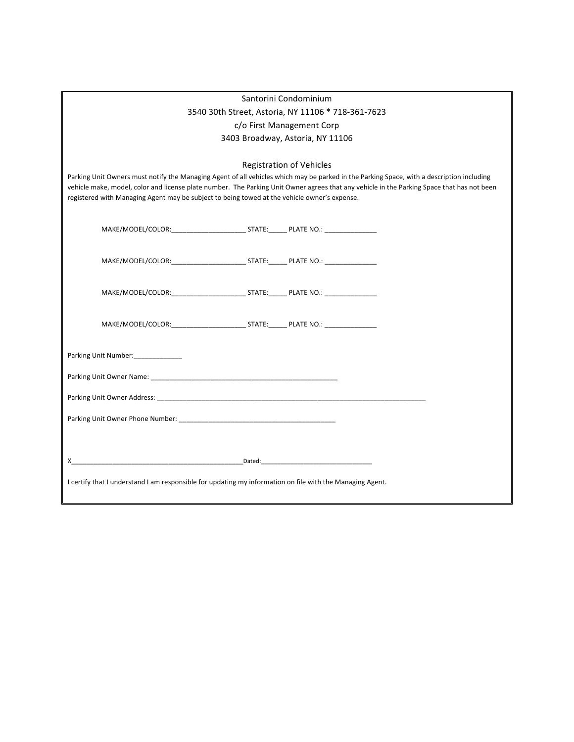Santorini Condominium

3540 30th Street, Astoria, NY 11106 * 718-361-7623

c/o First Management Corp

3403 Broadway, Astoria, NY 11106

## Registration of Vehicles

Parking Unit Owners must notify the Managing Agent of all vehicles which may be parked in the Parking Space, with a description including vehicle make, model, color and license plate number. The Parking Unit Owner agrees that any vehicle in the Parking Space that has not been registered with Managing Agent may be subject to being towed at the vehicle owner's expense.

MAKE/MODEL/COLOR:____________________ STATE:_____ PLATE NO.: ______________

MAKE/MODEL/COLOR:____________________ STATE:_____ PLATE NO.: ______________

MAKE/MODEL/COLOR:____________________ STATE:_____ PLATE NO.: ______________

MAKE/MODEL/COLOR:____________________ STATE:_____ PLATE NO.: ______________

Parking Unit Number:_____________

Parking Unit Owner Name: ____________________________________________________

Parking Unit Owner Address: ____________________________________________________________________________

Parking Unit Owner Phone Number: ____________________________________________

X________________________________________________Dated:________________________________

I certify that I understand I am responsible for updating my information on file with the Managing Agent.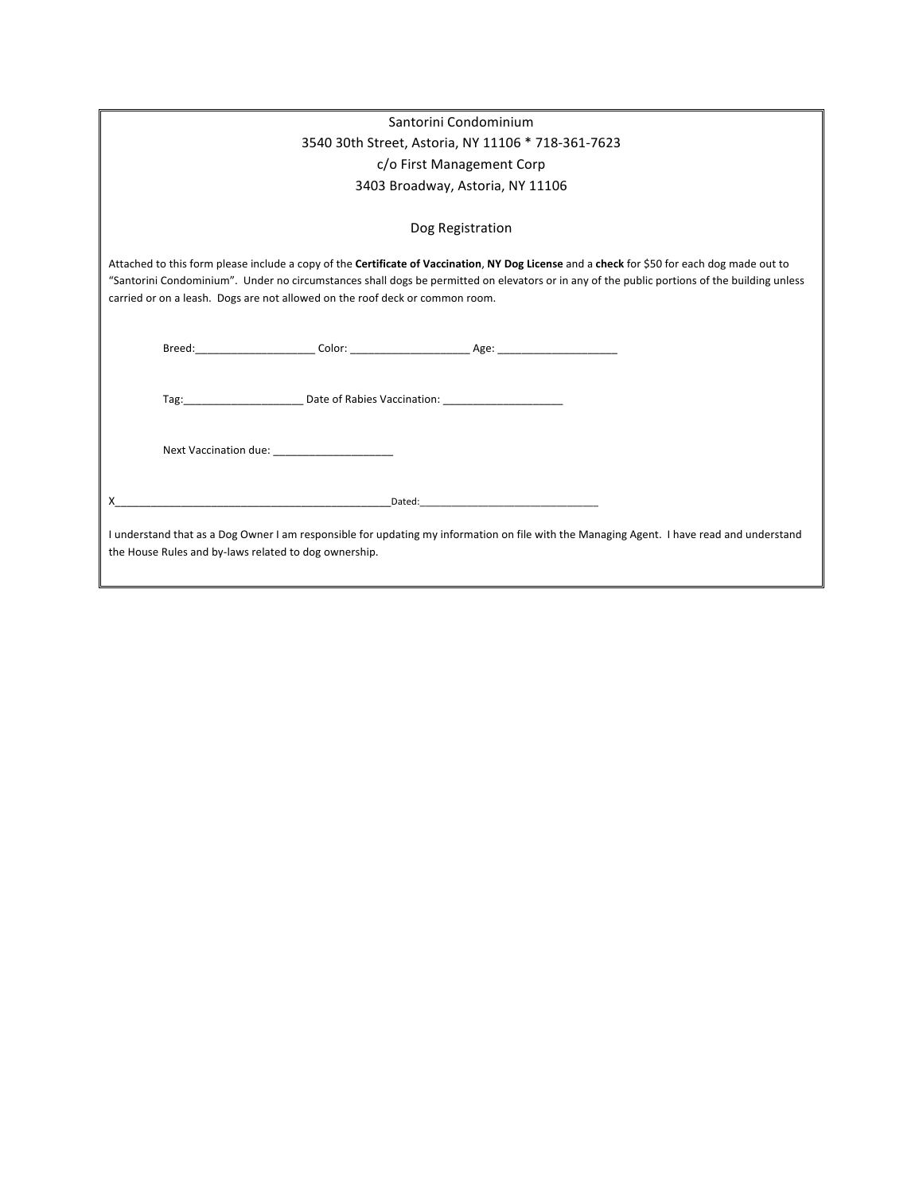Santorini Condominium

3540 30th Street, Astoria, NY 11106 * 718-361-7623

c/o First Management Corp

3403 Broadway, Astoria, NY 11106

## Dog Registration

Attached to this form please include a copy of the **Certificate of Vaccination**, **NY Dog License** and a **check** for $50 for each dog made out to "Santorini Condominium". Under no circumstances shall dogs be permitted on elevators or in any of the public portions of the building unless carried or on a leash. Dogs are not allowed on the roof deck or common room.

Breed:____________________ Color: ____________________ Age: ____________________

Tag:____________________ Date of Rabies Vaccination: ____________________

Next Vaccination due: ____________________

X_______________________________________________Dated:________________________________

I understand that as a Dog Owner I am responsible for updating my information on file with the Managing Agent. I have read and understand the House Rules and by-laws related to dog ownership.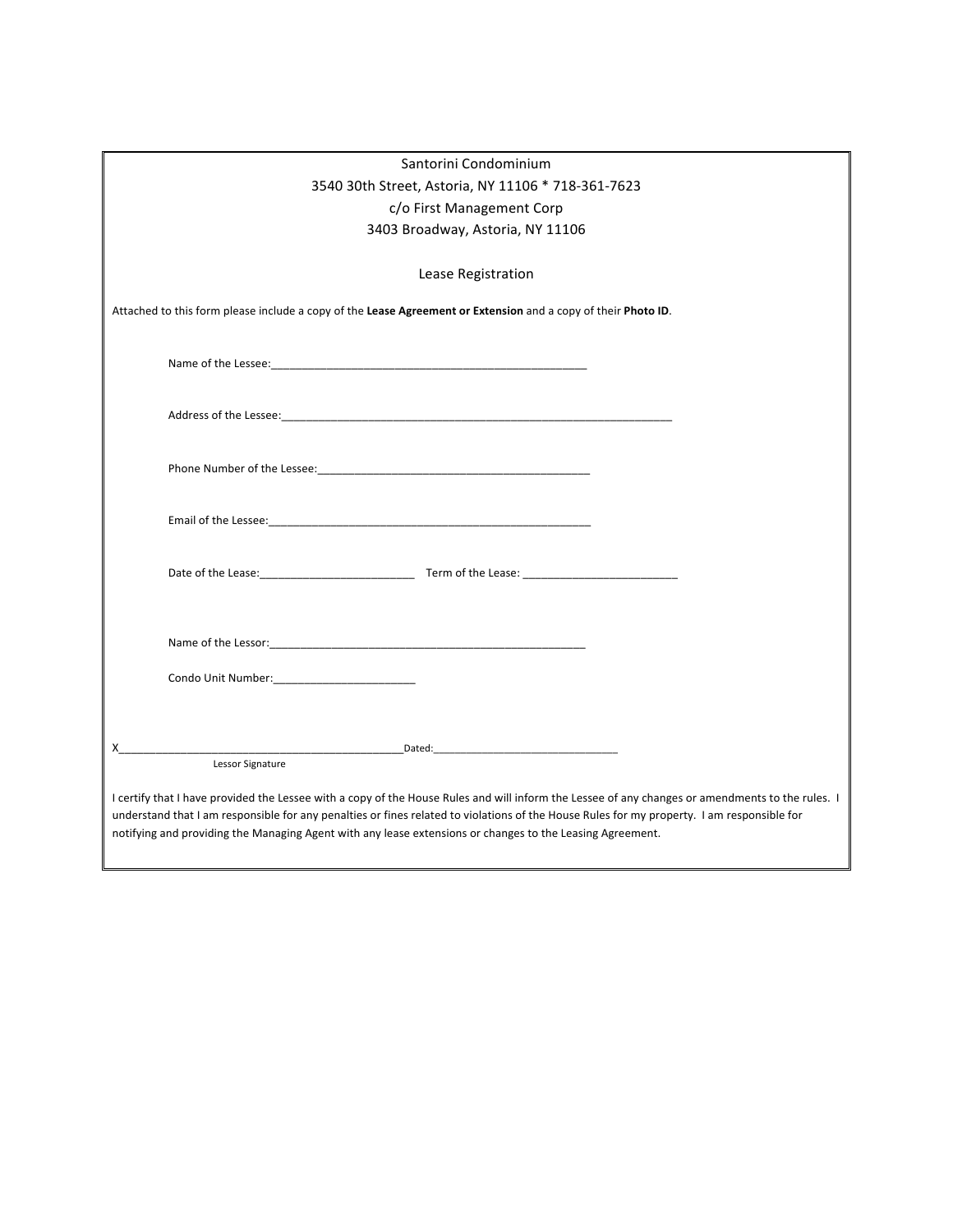Santorini Condominium

3540 30th Street, Astoria, NY 11106 * 718-361-7623

c/o First Management Corp

3403 Broadway, Astoria, NY 11106

## Lease Registration

Attached to this form please include a copy of the **Lease Agreement or Extension** and a copy of their **Photo ID**.

Name of the Lessee:_____________________________________________________

Address of the Lessee:_________________________________________________________________

Phone Number of the Lessee:_____________________________________________

Email of the Lessee:______________________________________________________

Date of the Lease:_________________________ Term of the Lease: _________________________

Name of the Lessor:_____________________________________________________

Condo Unit Number:_______________________

X________________________________________________Dated:________________________________

Lessor Signature

I certify that I have provided the Lessee with a copy of the House Rules and will inform the Lessee of any changes or amendments to the rules. I understand that I am responsible for any penalties or fines related to violations of the House Rules for my property. I am responsible for notifying and providing the Managing Agent with any lease extensions or changes to the Leasing Agreement.